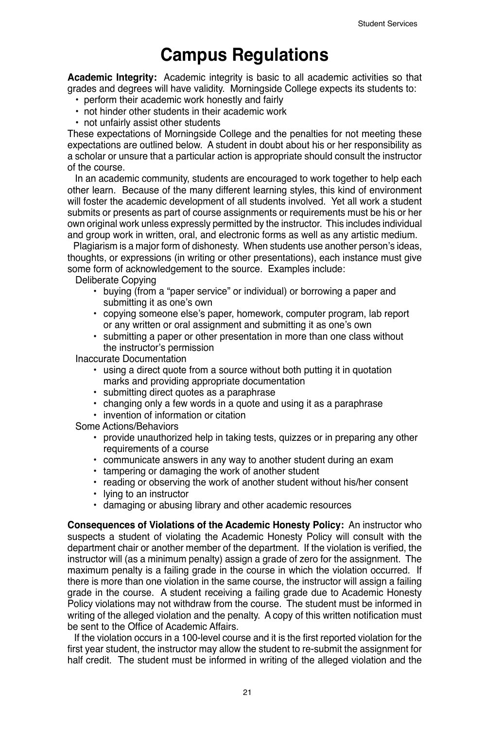# Campus Regulations

**Academic Integrity:** Academic integrity is basic to all academic activities so that grades and degrees will have validity. Morningside College expects its students to:

- perform their academic work honestly and fairly
- not hinder other students in their academic work
- not unfairly assist other students

These expectations of Morningside College and the penalties for not meeting these expectations are outlined below. A student in doubt about his or her responsibility as a scholar or unsure that a particular action is appropriate should consult the instructor of the course.

In an academic community, students are encouraged to work together to help each other learn. Because of the many different learning styles, this kind of environment will foster the academic development of all students involved. Yet all work a student submits or presents as part of course assignments or requirements must be his or her own original work unless expressly permitted by the instructor. This includes individual and group work in written, oral, and electronic forms as well as any artistic medium.

Plagiarism is a major form of dishonesty. When students use another person's ideas, thoughts, or expressions (in writing or other presentations), each instance must give some form of acknowledgement to the source. Examples include:

Deliberate Copying

- buying (from a "paper service" or individual) or borrowing a paper and submitting it as one's own
- copying someone else's paper, homework, computer program, lab report or any written or oral assignment and submitting it as one's own
- submitting a paper or other presentation in more than one class without the instructor's permission

Inaccurate Documentation

- using a direct quote from a source without both putting it in quotation marks and providing appropriate documentation
- submitting direct quotes as a paraphrase
- changing only a few words in a quote and using it as a paraphrase
- invention of information or citation

Some Actions/Behaviors

- provide unauthorized help in taking tests, quizzes or in preparing any other requirements of a course
- communicate answers in any way to another student during an exam
- tampering or damaging the work of another student
- reading or observing the work of another student without his/her consent
- lying to an instructor
- damaging or abusing library and other academic resources

**Consequences of Violations of the Academic Honesty Policy:** An instructor who suspects a student of violating the Academic Honesty Policy will consult with the department chair or another member of the department. If the violation is verified, the instructor will (as a minimum penalty) assign a grade of zero for the assignment. The maximum penalty is a failing grade in the course in which the violation occurred. If there is more than one violation in the same course, the instructor will assign a failing grade in the course. A student receiving a failing grade due to Academic Honesty Policy violations may not withdraw from the course. The student must be informed in writing of the alleged violation and the penalty. A copy of this written notification must be sent to the Office of Academic Affairs.

If the violation occurs in a 100-level course and it is the first reported violation for the first year student, the instructor may allow the student to re-submit the assignment for half credit. The student must be informed in writing of the alleged violation and the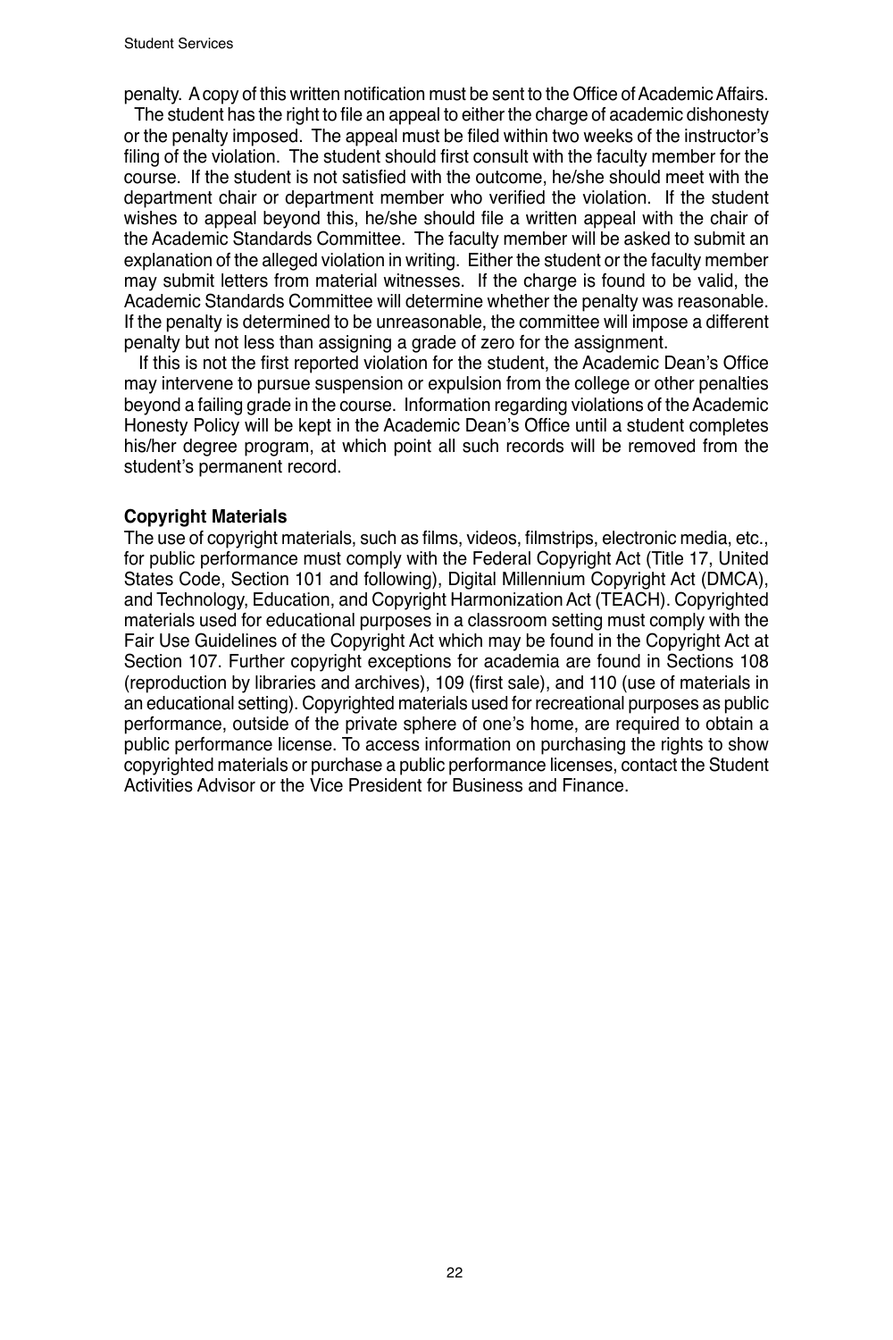penalty. A copy of this written notification must be sent to the Office of Academic Affairs.

The student has the right to file an appeal to either the charge of academic dishonesty or the penalty imposed. The appeal must be filed within two weeks of the instructor's filing of the violation. The student should first consult with the faculty member for the course. If the student is not satisfied with the outcome, he/she should meet with the department chair or department member who verified the violation. If the student wishes to appeal beyond this, he/she should file a written appeal with the chair of the Academic Standards Committee. The faculty member will be asked to submit an explanation of the alleged violation in writing. Either the student or the faculty member may submit letters from material witnesses. If the charge is found to be valid, the Academic Standards Committee will determine whether the penalty was reasonable. If the penalty is determined to be unreasonable, the committee will impose a different penalty but not less than assigning a grade of zero for the assignment.

If this is not the first reported violation for the student, the Academic Dean's Office may intervene to pursue suspension or expulsion from the college or other penalties beyond a failing grade in the course. Information regarding violations of the Academic Honesty Policy will be kept in the Academic Dean's Office until a student completes his/her degree program, at which point all such records will be removed from the student's permanent record.

**Copyright Materials**

The use of copyright materials, such as films, videos, filmstrips, electronic media, etc., for public performance must comply with the Federal Copyright Act (Title 17, United States Code, Section 101 and following), Digital Millennium Copyright Act (DMCA), and Technology, Education, and Copyright Harmonization Act (TEACH). Copyrighted materials used for educational purposes in a classroom setting must comply with the Fair Use Guidelines of the Copyright Act which may be found in the Copyright Act at Section 107. Further copyright exceptions for academia are found in Sections 108 (reproduction by libraries and archives), 109 (first sale), and 110 (use of materials in an educational setting). Copyrighted materials used for recreational purposes as public performance, outside of the private sphere of one's home, are required to obtain a public performance license. To access information on purchasing the rights to show copyrighted materials or purchase a public performance licenses, contact the Student Activities Advisor or the Vice President for Business and Finance.